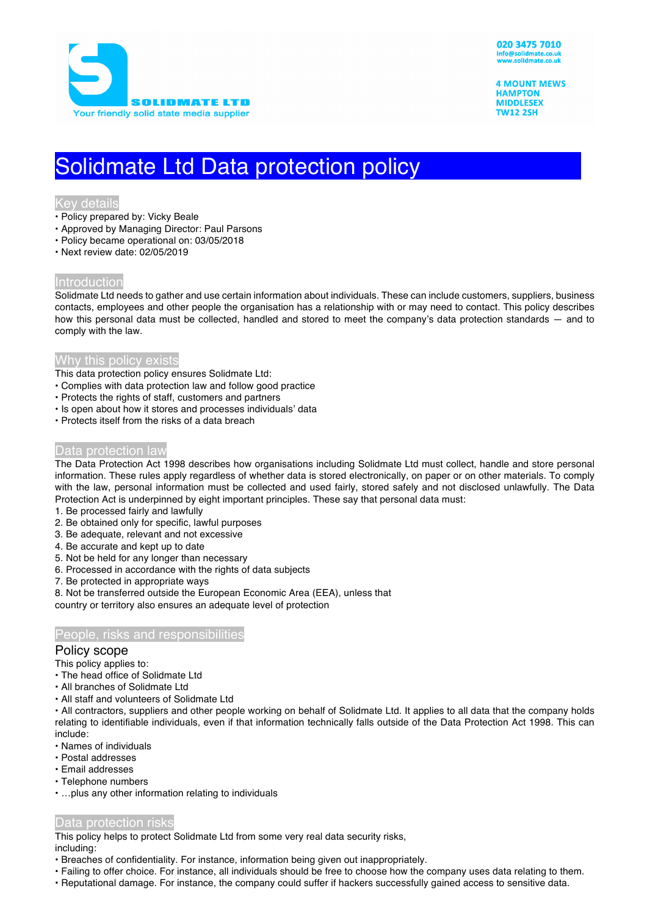SOLIDMATE LTD
Your friendly solid state media supplier

020 3475 7010
info@solidmate.co.uk
www.solidmate.co.uk

4 MOUNT MEWS
HAMPTON
MIDDLESEX
TW12 2SH

# Solidmate Ltd Data protection policy

## Key details

• Policy prepared by: Vicky Beale
• Approved by Managing Director: Paul Parsons
• Policy became operational on: 03/05/2018
• Next review date: 02/05/2019

## Introduction

Solidmate Ltd needs to gather and use certain information about individuals. These can include customers, suppliers, business contacts, employees and other people the organisation has a relationship with or may need to contact. This policy describes how this personal data must be collected, handled and stored to meet the company's data protection standards — and to comply with the law.

## Why this policy exists

This data protection policy ensures Solidmate Ltd:
• Complies with data protection law and follow good practice
• Protects the rights of staff, customers and partners
• Is open about how it stores and processes individuals' data
• Protects itself from the risks of a data breach

## Data protection law

The Data Protection Act 1998 describes how organisations including Solidmate Ltd must collect, handle and store personal information. These rules apply regardless of whether data is stored electronically, on paper or on other materials. To comply with the law, personal information must be collected and used fairly, stored safely and not disclosed unlawfully. The Data Protection Act is underpinned by eight important principles. These say that personal data must:
1. Be processed fairly and lawfully
2. Be obtained only for specific, lawful purposes
3. Be adequate, relevant and not excessive
4. Be accurate and kept up to date
5. Not be held for any longer than necessary
6. Processed in accordance with the rights of data subjects
7. Be protected in appropriate ways
8. Not be transferred outside the European Economic Area (EEA), unless that country or territory also ensures an adequate level of protection

## People, risks and responsibilities

### Policy scope

This policy applies to:
• The head office of Solidmate Ltd
• All branches of Solidmate Ltd
• All staff and volunteers of Solidmate Ltd
• All contractors, suppliers and other people working on behalf of Solidmate Ltd. It applies to all data that the company holds relating to identifiable individuals, even if that information technically falls outside of the Data Protection Act 1998. This can include:
• Names of individuals
• Postal addresses
• Email addresses
• Telephone numbers
• …plus any other information relating to individuals

## Data protection risks

This policy helps to protect Solidmate Ltd from some very real data security risks, including:
• Breaches of confidentiality. For instance, information being given out inappropriately.
• Failing to offer choice. For instance, all individuals should be free to choose how the company uses data relating to them.
• Reputational damage. For instance, the company could suffer if hackers successfully gained access to sensitive data.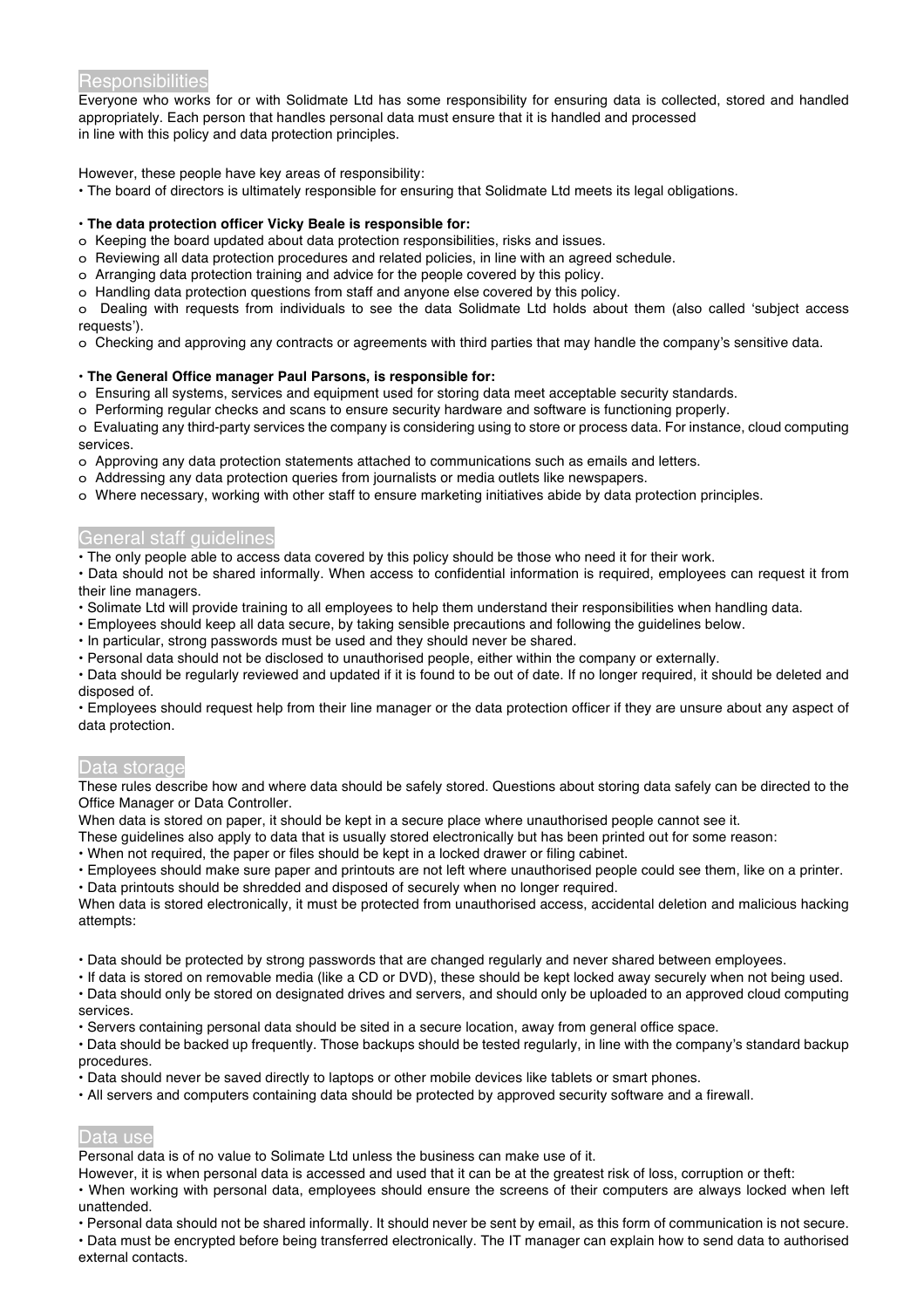## Responsibilities

Everyone who works for or with Solidmate Ltd has some responsibility for ensuring data is collected, stored and handled appropriately. Each person that handles personal data must ensure that it is handled and processed in line with this policy and data protection principles.

However, these people have key areas of responsibility:

- The board of directors is ultimately responsible for ensuring that Solidmate Ltd meets its legal obligations.

- **The data protection officer Vicky Beale is responsible for:**
  - Keeping the board updated about data protection responsibilities, risks and issues.
  - Reviewing all data protection procedures and related policies, in line with an agreed schedule.
  - Arranging data protection training and advice for the people covered by this policy.
  - Handling data protection questions from staff and anyone else covered by this policy.
  - Dealing with requests from individuals to see the data Solidmate Ltd holds about them (also called 'subject access requests').
  - Checking and approving any contracts or agreements with third parties that may handle the company's sensitive data.

- **The General Office manager Paul Parsons, is responsible for:**
  - Ensuring all systems, services and equipment used for storing data meet acceptable security standards.
  - Performing regular checks and scans to ensure security hardware and software is functioning properly.
  - Evaluating any third-party services the company is considering using to store or process data. For instance, cloud computing services.
  - Approving any data protection statements attached to communications such as emails and letters.
  - Addressing any data protection queries from journalists or media outlets like newspapers.
  - Where necessary, working with other staff to ensure marketing initiatives abide by data protection principles.

## General staff guidelines

- The only people able to access data covered by this policy should be those who need it for their work.
- Data should not be shared informally. When access to confidential information is required, employees can request it from their line managers.
- Solimate Ltd will provide training to all employees to help them understand their responsibilities when handling data.
- Employees should keep all data secure, by taking sensible precautions and following the guidelines below.
- In particular, strong passwords must be used and they should never be shared.
- Personal data should not be disclosed to unauthorised people, either within the company or externally.
- Data should be regularly reviewed and updated if it is found to be out of date. If no longer required, it should be deleted and disposed of.
- Employees should request help from their line manager or the data protection officer if they are unsure about any aspect of data protection.

## Data storage

These rules describe how and where data should be safely stored. Questions about storing data safely can be directed to the Office Manager or Data Controller.

When data is stored on paper, it should be kept in a secure place where unauthorised people cannot see it.

These guidelines also apply to data that is usually stored electronically but has been printed out for some reason:

- When not required, the paper or files should be kept in a locked drawer or filing cabinet.
- Employees should make sure paper and printouts are not left where unauthorised people could see them, like on a printer.
- Data printouts should be shredded and disposed of securely when no longer required.

When data is stored electronically, it must be protected from unauthorised access, accidental deletion and malicious hacking attempts:

- Data should be protected by strong passwords that are changed regularly and never shared between employees.
- If data is stored on removable media (like a CD or DVD), these should be kept locked away securely when not being used.
- Data should only be stored on designated drives and servers, and should only be uploaded to an approved cloud computing services.
- Servers containing personal data should be sited in a secure location, away from general office space.
- Data should be backed up frequently. Those backups should be tested regularly, in line with the company's standard backup procedures.
- Data should never be saved directly to laptops or other mobile devices like tablets or smart phones.
- All servers and computers containing data should be protected by approved security software and a firewall.

## Data use

Personal data is of no value to Solimate Ltd unless the business can make use of it.

However, it is when personal data is accessed and used that it can be at the greatest risk of loss, corruption or theft:

- When working with personal data, employees should ensure the screens of their computers are always locked when left unattended.
- Personal data should not be shared informally. It should never be sent by email, as this form of communication is not secure.
- Data must be encrypted before being transferred electronically. The IT manager can explain how to send data to authorised external contacts.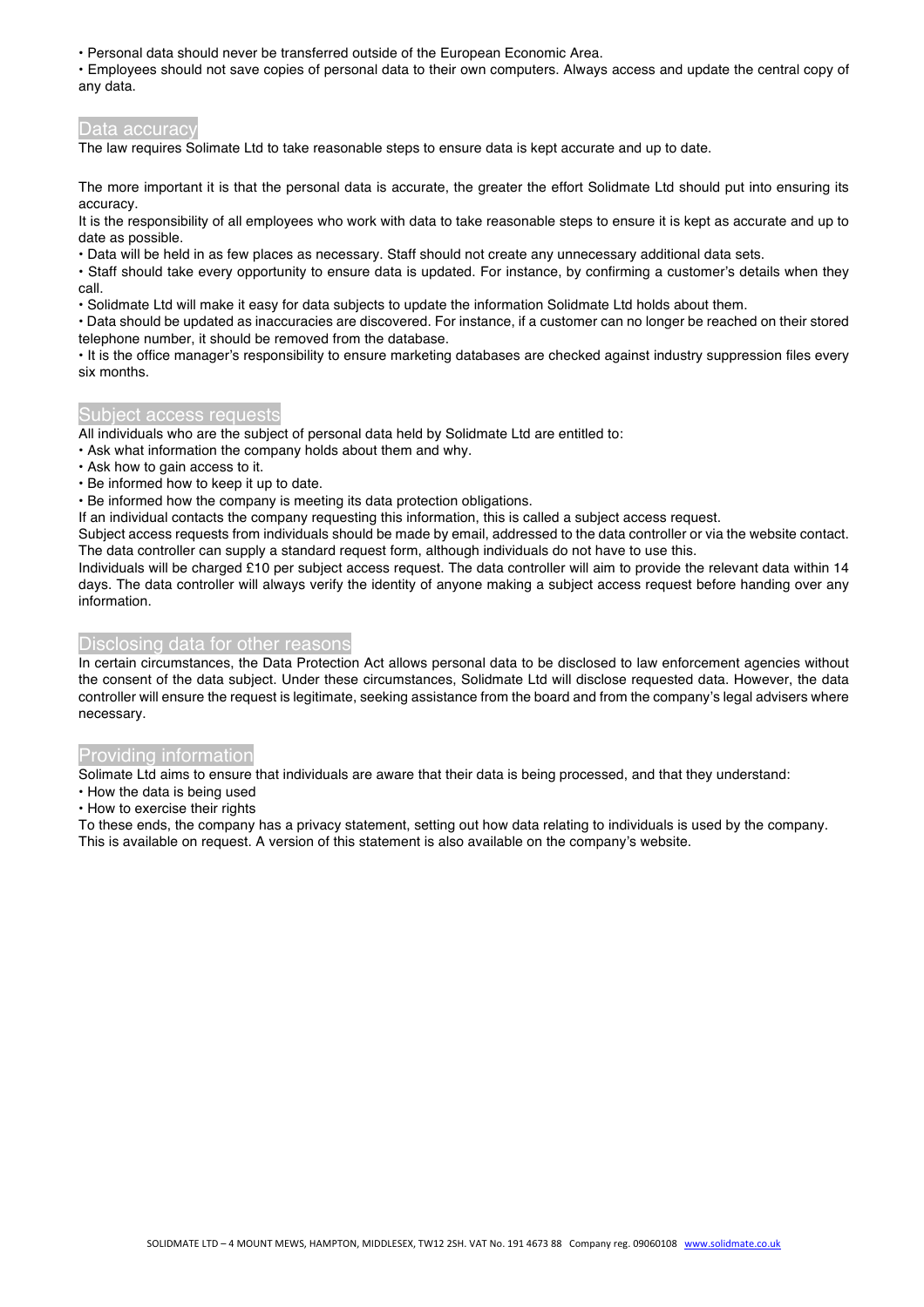• Personal data should never be transferred outside of the European Economic Area.

• Employees should not save copies of personal data to their own computers. Always access and update the central copy of any data.

## Data accuracy

The law requires Solimate Ltd to take reasonable steps to ensure data is kept accurate and up to date.

The more important it is that the personal data is accurate, the greater the effort Solidmate Ltd should put into ensuring its accuracy.

It is the responsibility of all employees who work with data to take reasonable steps to ensure it is kept as accurate and up to date as possible.

• Data will be held in as few places as necessary. Staff should not create any unnecessary additional data sets.

• Staff should take every opportunity to ensure data is updated. For instance, by confirming a customer's details when they call.

• Solidmate Ltd will make it easy for data subjects to update the information Solidmate Ltd holds about them.

• Data should be updated as inaccuracies are discovered. For instance, if a customer can no longer be reached on their stored telephone number, it should be removed from the database.

• It is the office manager's responsibility to ensure marketing databases are checked against industry suppression files every six months.

## Subject access requests

All individuals who are the subject of personal data held by Solidmate Ltd are entitled to:

• Ask what information the company holds about them and why.

• Ask how to gain access to it.

• Be informed how to keep it up to date.

• Be informed how the company is meeting its data protection obligations.

If an individual contacts the company requesting this information, this is called a subject access request.

Subject access requests from individuals should be made by email, addressed to the data controller or via the website contact. The data controller can supply a standard request form, although individuals do not have to use this.

Individuals will be charged £10 per subject access request. The data controller will aim to provide the relevant data within 14 days. The data controller will always verify the identity of anyone making a subject access request before handing over any information.

## Disclosing data for other reasons

In certain circumstances, the Data Protection Act allows personal data to be disclosed to law enforcement agencies without the consent of the data subject. Under these circumstances, Solidmate Ltd will disclose requested data. However, the data controller will ensure the request is legitimate, seeking assistance from the board and from the company's legal advisers where necessary.

## Providing information

Solimate Ltd aims to ensure that individuals are aware that their data is being processed, and that they understand:

• How the data is being used

• How to exercise their rights

To these ends, the company has a privacy statement, setting out how data relating to individuals is used by the company. This is available on request. A version of this statement is also available on the company's website.